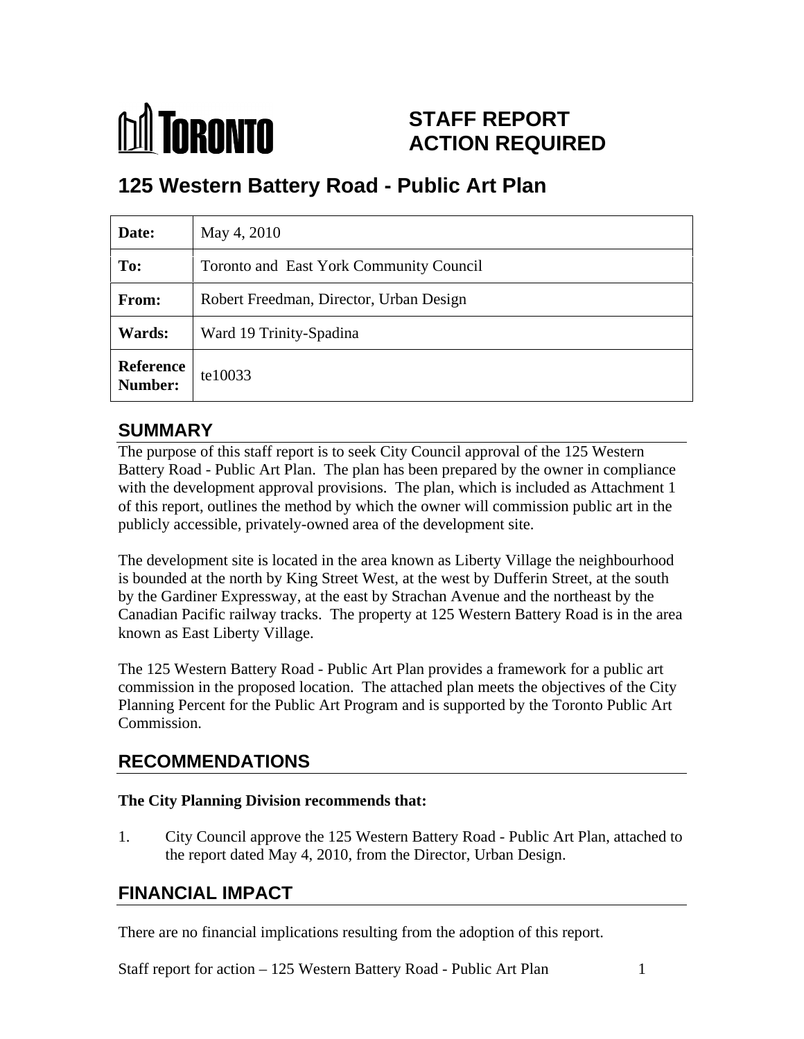**TORONTO**

# STAFF REPORT ACTION REQUIRED

# 125 Western Battery Road - Public Art Plan

| Date: | May 4, 2010 |
|---|---|
| To: | Toronto and East York Community Council |
| From: | Robert Freedman, Director, Urban Design |
| Wards: | Ward 19 Trinity-Spadina |
| Reference Number: | te10033 |

## SUMMARY

The purpose of this staff report is to seek City Council approval of the 125 Western Battery Road - Public Art Plan. The plan has been prepared by the owner in compliance with the development approval provisions. The plan, which is included as Attachment 1 of this report, outlines the method by which the owner will commission public art in the publicly accessible, privately-owned area of the development site.

The development site is located in the area known as Liberty Village the neighbourhood is bounded at the north by King Street West, at the west by Dufferin Street, at the south by the Gardiner Expressway, at the east by Strachan Avenue and the northeast by the Canadian Pacific railway tracks. The property at 125 Western Battery Road is in the area known as East Liberty Village.

The 125 Western Battery Road - Public Art Plan provides a framework for a public art commission in the proposed location. The attached plan meets the objectives of the City Planning Percent for the Public Art Program and is supported by the Toronto Public Art Commission.

## RECOMMENDATIONS

**The City Planning Division recommends that:**

1. City Council approve the 125 Western Battery Road - Public Art Plan, attached to the report dated May 4, 2010, from the Director, Urban Design.

## FINANCIAL IMPACT

There are no financial implications resulting from the adoption of this report.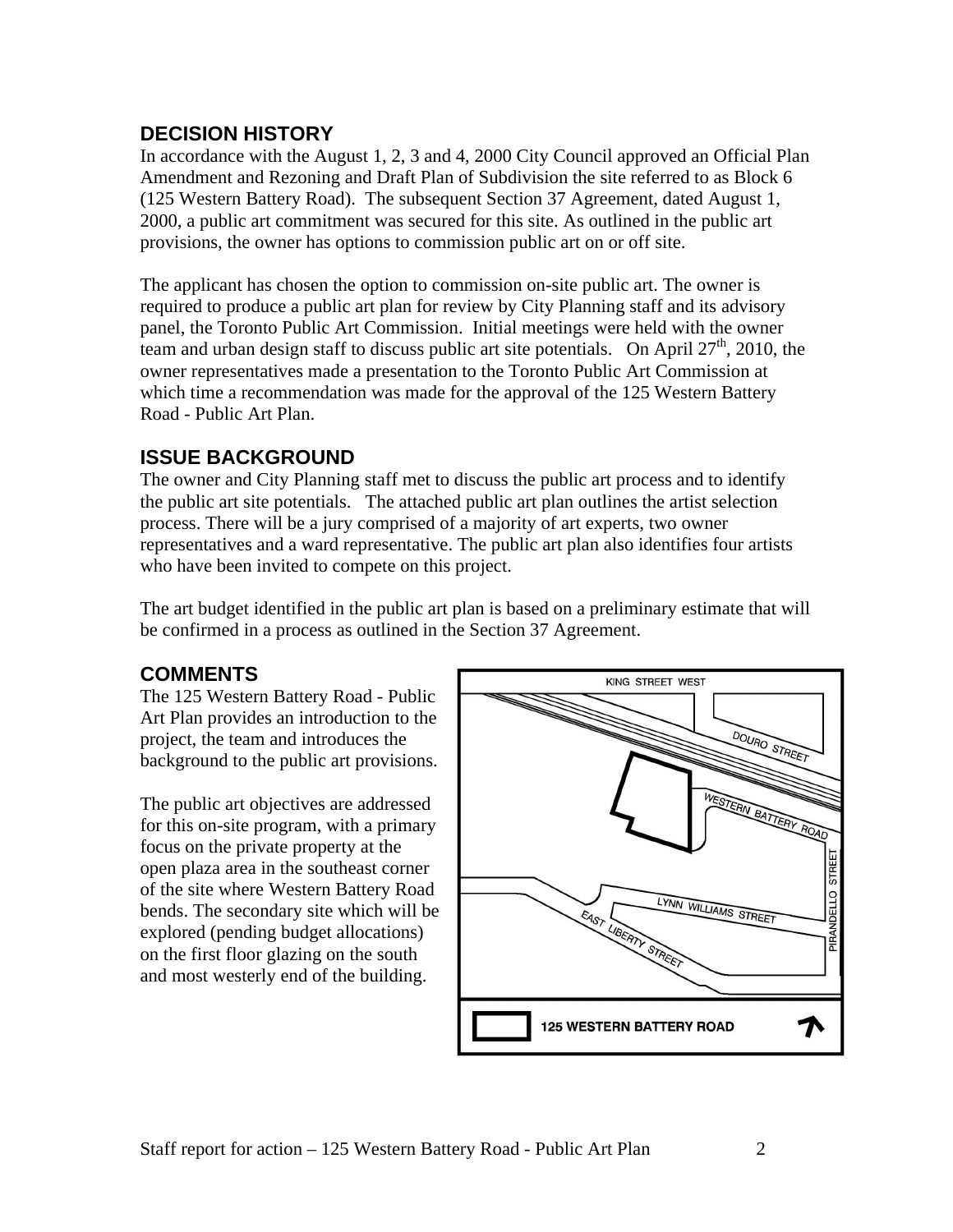## DECISION HISTORY

In accordance with the August 1, 2, 3 and 4, 2000 City Council approved an Official Plan Amendment and Rezoning and Draft Plan of Subdivision the site referred to as Block 6 (125 Western Battery Road). The subsequent Section 37 Agreement, dated August 1, 2000, a public art commitment was secured for this site. As outlined in the public art provisions, the owner has options to commission public art on or off site.

The applicant has chosen the option to commission on-site public art. The owner is required to produce a public art plan for review by City Planning staff and its advisory panel, the Toronto Public Art Commission. Initial meetings were held with the owner team and urban design staff to discuss public art site potentials. On April 27th, 2010, the owner representatives made a presentation to the Toronto Public Art Commission at which time a recommendation was made for the approval of the 125 Western Battery Road - Public Art Plan.

## ISSUE BACKGROUND

The owner and City Planning staff met to discuss the public art process and to identify the public art site potentials. The attached public art plan outlines the artist selection process. There will be a jury comprised of a majority of art experts, two owner representatives and a ward representative. The public art plan also identifies four artists who have been invited to compete on this project.

The art budget identified in the public art plan is based on a preliminary estimate that will be confirmed in a process as outlined in the Section 37 Agreement.

## COMMENTS

The 125 Western Battery Road - Public Art Plan provides an introduction to the project, the team and introduces the background to the public art provisions.

The public art objectives are addressed for this on-site program, with a primary focus on the private property at the open plaza area in the southeast corner of the site where Western Battery Road bends. The secondary site which will be explored (pending budget allocations) on the first floor glazing on the south and most westerly end of the building.

KING STREET WEST
DOURO STREET
WESTERN BATTERY ROAD
PIRANDELLO STREET
LYNN WILLIAMS STREET
EAST LIBERTY STREET
125 WESTERN BATTERY ROAD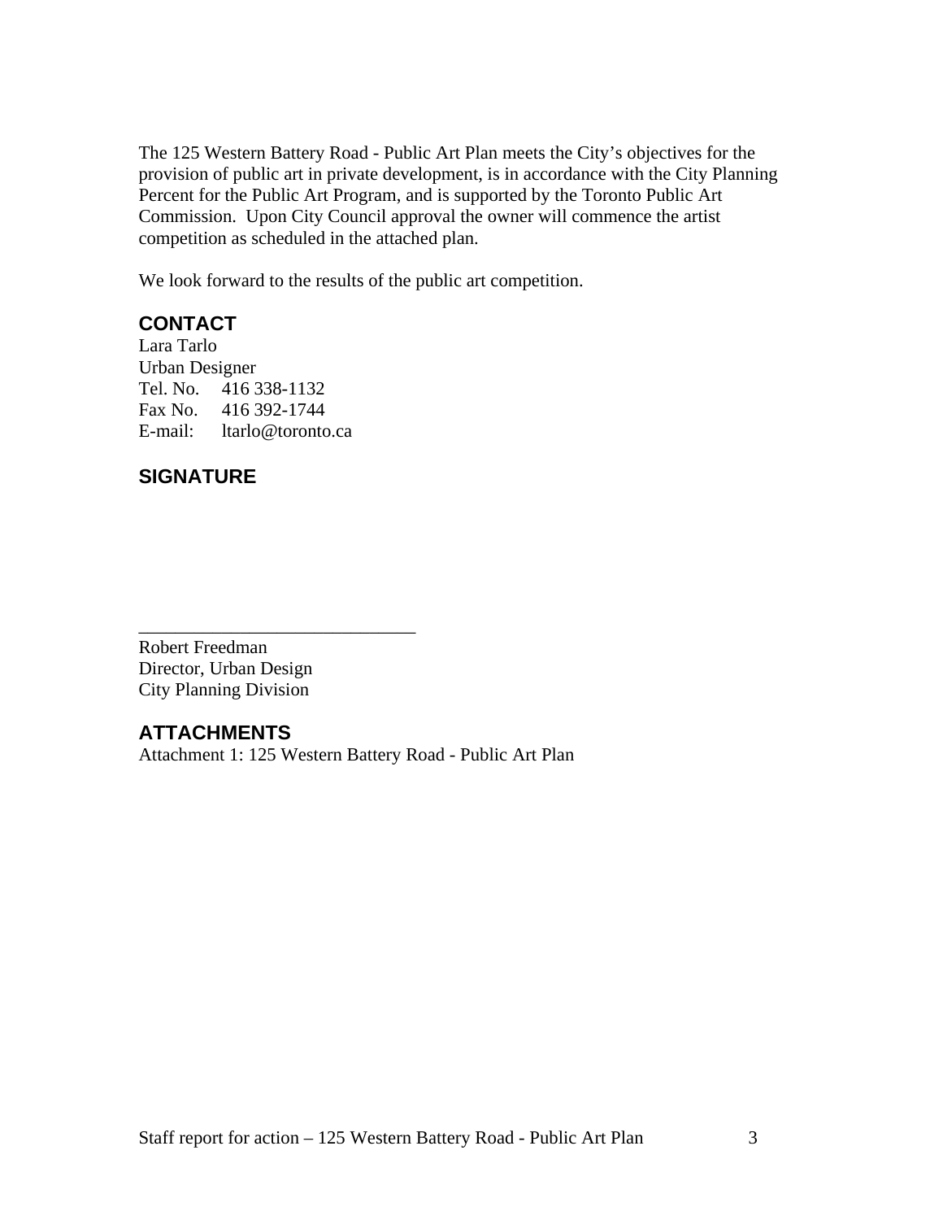The 125 Western Battery Road - Public Art Plan meets the City's objectives for the provision of public art in private development, is in accordance with the City Planning Percent for the Public Art Program, and is supported by the Toronto Public Art Commission. Upon City Council approval the owner will commence the artist competition as scheduled in the attached plan.

We look forward to the results of the public art competition.

## CONTACT

Lara Tarlo
Urban Designer
Tel. No. 416 338-1132
Fax No. 416 392-1744
E-mail: ltarlo@toronto.ca

## SIGNATURE

_______________________________
Robert Freedman
Director, Urban Design
City Planning Division

## ATTACHMENTS

Attachment 1: 125 Western Battery Road - Public Art Plan